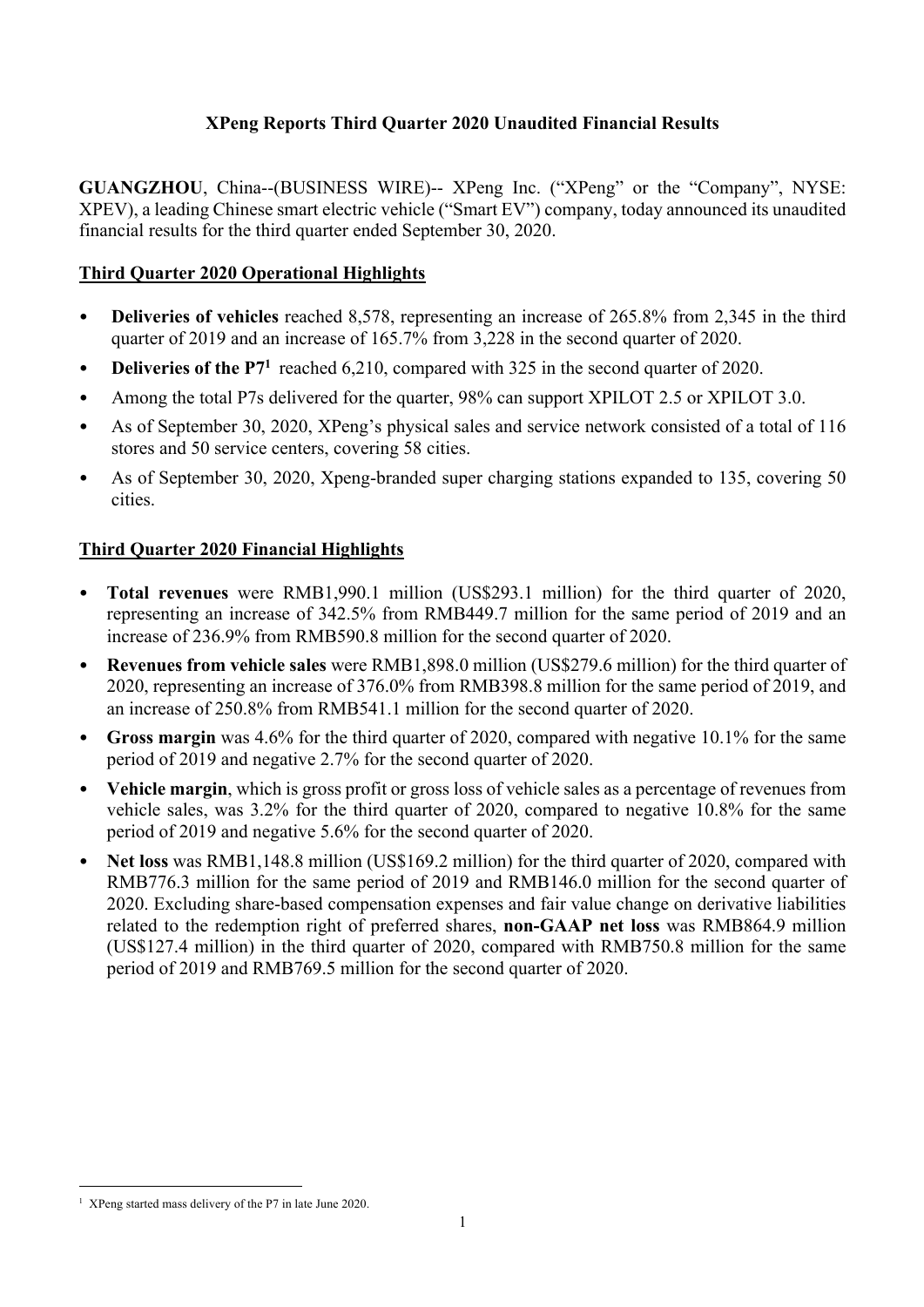# XPeng Reports Third Quarter 2020 Unaudited Financial Results

**GUANGZHOU**, China--(BUSINESS WIRE)-- XPeng Inc. ("XPeng" or the "Company", NYSE: XPEV), a leading Chinese smart electric vehicle ("Smart EV") company, today announced its unaudited financial results for the third quarter ended September 30, 2020.

## Third Quarter 2020 Operational Highlights

- **Deliveries of vehicles** reached 8,578, representing an increase of 265.8% from 2,345 in the third quarter of 2019 and an increase of 165.7% from 3,228 in the second quarter of 2020.
- **Deliveries of the P7**[1] reached 6,210, compared with 325 in the second quarter of 2020.
- Among the total P7s delivered for the quarter, 98% can support XPILOT 2.5 or XPILOT 3.0.
- As of September 30, 2020, XPeng's physical sales and service network consisted of a total of 116 stores and 50 service centers, covering 58 cities.
- As of September 30, 2020, Xpeng-branded super charging stations expanded to 135, covering 50 cities.

## Third Quarter 2020 Financial Highlights

- **Total revenues** were RMB1,990.1 million (US$293.1 million) for the third quarter of 2020, representing an increase of 342.5% from RMB449.7 million for the same period of 2019 and an increase of 236.9% from RMB590.8 million for the second quarter of 2020.
- **Revenues from vehicle sales** were RMB1,898.0 million (US$279.6 million) for the third quarter of 2020, representing an increase of 376.0% from RMB398.8 million for the same period of 2019, and an increase of 250.8% from RMB541.1 million for the second quarter of 2020.
- **Gross margin** was 4.6% for the third quarter of 2020, compared with negative 10.1% for the same period of 2019 and negative 2.7% for the second quarter of 2020.
- **Vehicle margin**, which is gross profit or gross loss of vehicle sales as a percentage of revenues from vehicle sales, was 3.2% for the third quarter of 2020, compared to negative 10.8% for the same period of 2019 and negative 5.6% for the second quarter of 2020.
- **Net loss** was RMB1,148.8 million (US$169.2 million) for the third quarter of 2020, compared with RMB776.3 million for the same period of 2019 and RMB146.0 million for the second quarter of 2020. Excluding share-based compensation expenses and fair value change on derivative liabilities related to the redemption right of preferred shares, **non-GAAP net loss** was RMB864.9 million (US$127.4 million) in the third quarter of 2020, compared with RMB750.8 million for the same period of 2019 and RMB769.5 million for the second quarter of 2020.

[1] XPeng started mass delivery of the P7 in late June 2020.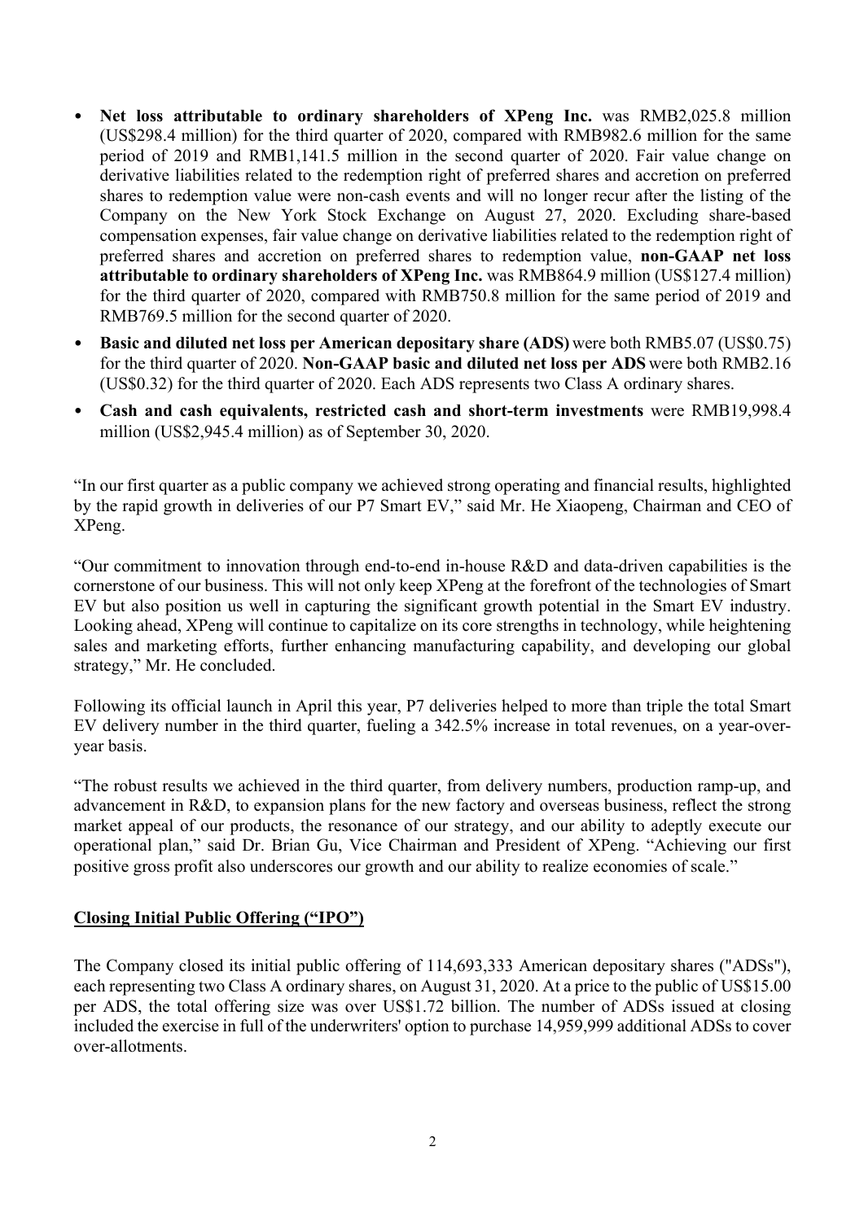- **Net loss attributable to ordinary shareholders of XPeng Inc.** was RMB2,025.8 million (US$298.4 million) for the third quarter of 2020, compared with RMB982.6 million for the same period of 2019 and RMB1,141.5 million in the second quarter of 2020. Fair value change on derivative liabilities related to the redemption right of preferred shares and accretion on preferred shares to redemption value were non-cash events and will no longer recur after the listing of the Company on the New York Stock Exchange on August 27, 2020. Excluding share-based compensation expenses, fair value change on derivative liabilities related to the redemption right of preferred shares and accretion on preferred shares to redemption value, **non-GAAP net loss attributable to ordinary shareholders of XPeng Inc.** was RMB864.9 million (US$127.4 million) for the third quarter of 2020, compared with RMB750.8 million for the same period of 2019 and RMB769.5 million for the second quarter of 2020.
- **Basic and diluted net loss per American depositary share (ADS)** were both RMB5.07 (US$0.75) for the third quarter of 2020. **Non-GAAP basic and diluted net loss per ADS** were both RMB2.16 (US$0.32) for the third quarter of 2020. Each ADS represents two Class A ordinary shares.
- **Cash and cash equivalents, restricted cash and short-term investments** were RMB19,998.4 million (US$2,945.4 million) as of September 30, 2020.

"In our first quarter as a public company we achieved strong operating and financial results, highlighted by the rapid growth in deliveries of our P7 Smart EV," said Mr. He Xiaopeng, Chairman and CEO of XPeng.

"Our commitment to innovation through end-to-end in-house R&D and data-driven capabilities is the cornerstone of our business. This will not only keep XPeng at the forefront of the technologies of Smart EV but also position us well in capturing the significant growth potential in the Smart EV industry. Looking ahead, XPeng will continue to capitalize on its core strengths in technology, while heightening sales and marketing efforts, further enhancing manufacturing capability, and developing our global strategy," Mr. He concluded.

Following its official launch in April this year, P7 deliveries helped to more than triple the total Smart EV delivery number in the third quarter, fueling a 342.5% increase in total revenues, on a year-over-year basis.

"The robust results we achieved in the third quarter, from delivery numbers, production ramp-up, and advancement in R&D, to expansion plans for the new factory and overseas business, reflect the strong market appeal of our products, the resonance of our strategy, and our ability to adeptly execute our operational plan," said Dr. Brian Gu, Vice Chairman and President of XPeng. "Achieving our first positive gross profit also underscores our growth and our ability to realize economies of scale."

## Closing Initial Public Offering ("IPO")

The Company closed its initial public offering of 114,693,333 American depositary shares ("ADSs"), each representing two Class A ordinary shares, on August 31, 2020. At a price to the public of US$15.00 per ADS, the total offering size was over US$1.72 billion. The number of ADSs issued at closing included the exercise in full of the underwriters' option to purchase 14,959,999 additional ADSs to cover over-allotments.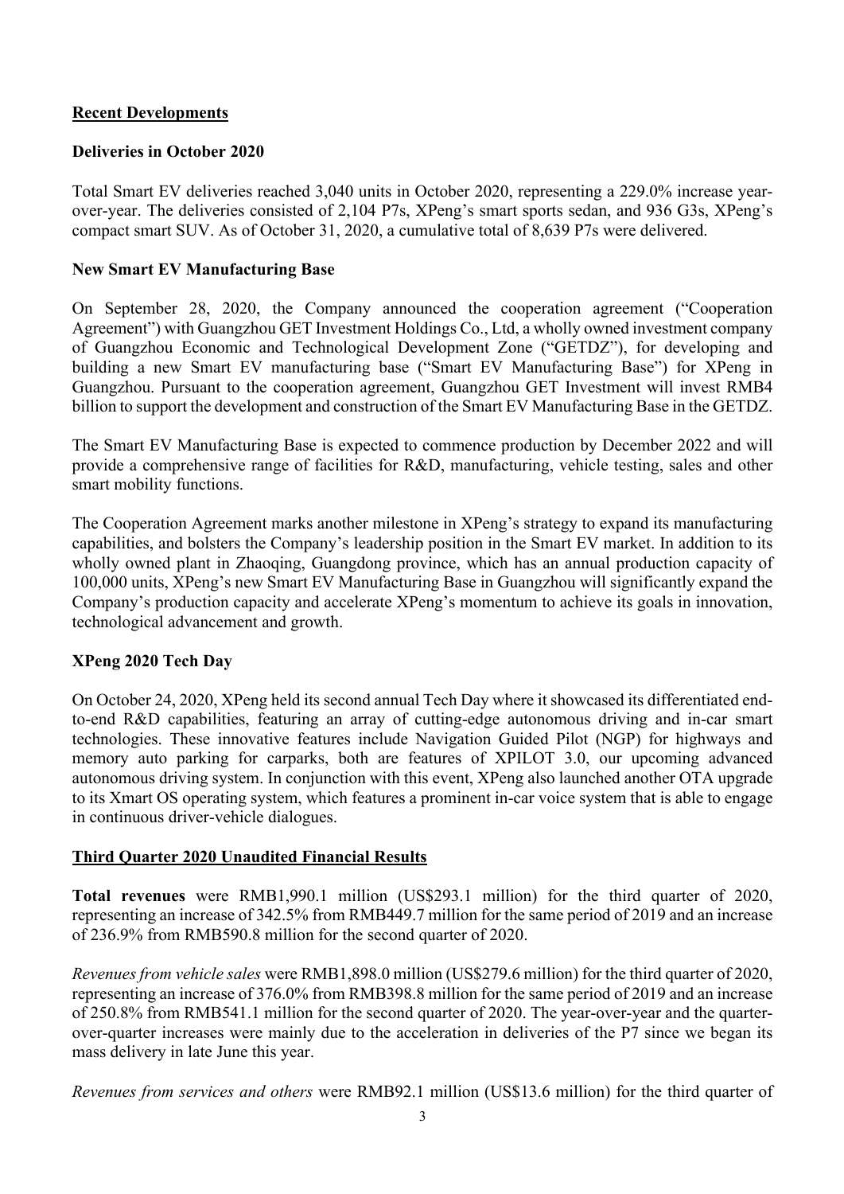## Recent Developments

### Deliveries in October 2020

Total Smart EV deliveries reached 3,040 units in October 2020, representing a 229.0% increase year-over-year. The deliveries consisted of 2,104 P7s, XPeng's smart sports sedan, and 936 G3s, XPeng's compact smart SUV. As of October 31, 2020, a cumulative total of 8,639 P7s were delivered.

### New Smart EV Manufacturing Base

On September 28, 2020, the Company announced the cooperation agreement ("Cooperation Agreement") with Guangzhou GET Investment Holdings Co., Ltd, a wholly owned investment company of Guangzhou Economic and Technological Development Zone ("GETDZ"), for developing and building a new Smart EV manufacturing base ("Smart EV Manufacturing Base") for XPeng in Guangzhou. Pursuant to the cooperation agreement, Guangzhou GET Investment will invest RMB4 billion to support the development and construction of the Smart EV Manufacturing Base in the GETDZ.

The Smart EV Manufacturing Base is expected to commence production by December 2022 and will provide a comprehensive range of facilities for R&D, manufacturing, vehicle testing, sales and other smart mobility functions.

The Cooperation Agreement marks another milestone in XPeng's strategy to expand its manufacturing capabilities, and bolsters the Company's leadership position in the Smart EV market. In addition to its wholly owned plant in Zhaoqing, Guangdong province, which has an annual production capacity of 100,000 units, XPeng's new Smart EV Manufacturing Base in Guangzhou will significantly expand the Company's production capacity and accelerate XPeng's momentum to achieve its goals in innovation, technological advancement and growth.

### XPeng 2020 Tech Day

On October 24, 2020, XPeng held its second annual Tech Day where it showcased its differentiated end-to-end R&D capabilities, featuring an array of cutting-edge autonomous driving and in-car smart technologies. These innovative features include Navigation Guided Pilot (NGP) for highways and memory auto parking for carparks, both are features of XPILOT 3.0, our upcoming advanced autonomous driving system. In conjunction with this event, XPeng also launched another OTA upgrade to its Xmart OS operating system, which features a prominent in-car voice system that is able to engage in continuous driver-vehicle dialogues.

## Third Quarter 2020 Unaudited Financial Results

**Total revenues** were RMB1,990.1 million (US$293.1 million) for the third quarter of 2020, representing an increase of 342.5% from RMB449.7 million for the same period of 2019 and an increase of 236.9% from RMB590.8 million for the second quarter of 2020.

*Revenues from vehicle sales* were RMB1,898.0 million (US$279.6 million) for the third quarter of 2020, representing an increase of 376.0% from RMB398.8 million for the same period of 2019 and an increase of 250.8% from RMB541.1 million for the second quarter of 2020. The year-over-year and the quarter-over-quarter increases were mainly due to the acceleration in deliveries of the P7 since we began its mass delivery in late June this year.

*Revenues from services and others* were RMB92.1 million (US$13.6 million) for the third quarter of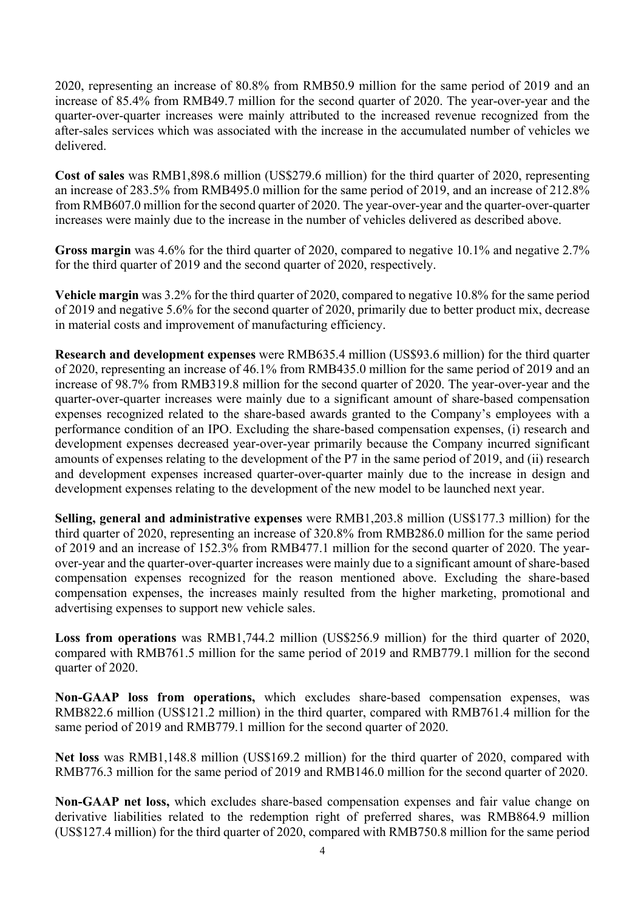2020, representing an increase of 80.8% from RMB50.9 million for the same period of 2019 and an increase of 85.4% from RMB49.7 million for the second quarter of 2020. The year-over-year and the quarter-over-quarter increases were mainly attributed to the increased revenue recognized from the after-sales services which was associated with the increase in the accumulated number of vehicles we delivered.

**Cost of sales** was RMB1,898.6 million (US$279.6 million) for the third quarter of 2020, representing an increase of 283.5% from RMB495.0 million for the same period of 2019, and an increase of 212.8% from RMB607.0 million for the second quarter of 2020. The year-over-year and the quarter-over-quarter increases were mainly due to the increase in the number of vehicles delivered as described above.

**Gross margin** was 4.6% for the third quarter of 2020, compared to negative 10.1% and negative 2.7% for the third quarter of 2019 and the second quarter of 2020, respectively.

**Vehicle margin** was 3.2% for the third quarter of 2020, compared to negative 10.8% for the same period of 2019 and negative 5.6% for the second quarter of 2020, primarily due to better product mix, decrease in material costs and improvement of manufacturing efficiency.

**Research and development expenses** were RMB635.4 million (US$93.6 million) for the third quarter of 2020, representing an increase of 46.1% from RMB435.0 million for the same period of 2019 and an increase of 98.7% from RMB319.8 million for the second quarter of 2020. The year-over-year and the quarter-over-quarter increases were mainly due to a significant amount of share-based compensation expenses recognized related to the share-based awards granted to the Company's employees with a performance condition of an IPO. Excluding the share-based compensation expenses, (i) research and development expenses decreased year-over-year primarily because the Company incurred significant amounts of expenses relating to the development of the P7 in the same period of 2019, and (ii) research and development expenses increased quarter-over-quarter mainly due to the increase in design and development expenses relating to the development of the new model to be launched next year.

**Selling, general and administrative expenses** were RMB1,203.8 million (US$177.3 million) for the third quarter of 2020, representing an increase of 320.8% from RMB286.0 million for the same period of 2019 and an increase of 152.3% from RMB477.1 million for the second quarter of 2020. The year-over-year and the quarter-over-quarter increases were mainly due to a significant amount of share-based compensation expenses recognized for the reason mentioned above. Excluding the share-based compensation expenses, the increases mainly resulted from the higher marketing, promotional and advertising expenses to support new vehicle sales.

**Loss from operations** was RMB1,744.2 million (US$256.9 million) for the third quarter of 2020, compared with RMB761.5 million for the same period of 2019 and RMB779.1 million for the second quarter of 2020.

**Non-GAAP loss from operations,** which excludes share-based compensation expenses, was RMB822.6 million (US$121.2 million) in the third quarter, compared with RMB761.4 million for the same period of 2019 and RMB779.1 million for the second quarter of 2020.

**Net loss** was RMB1,148.8 million (US$169.2 million) for the third quarter of 2020, compared with RMB776.3 million for the same period of 2019 and RMB146.0 million for the second quarter of 2020.

**Non-GAAP net loss,** which excludes share-based compensation expenses and fair value change on derivative liabilities related to the redemption right of preferred shares, was RMB864.9 million (US$127.4 million) for the third quarter of 2020, compared with RMB750.8 million for the same period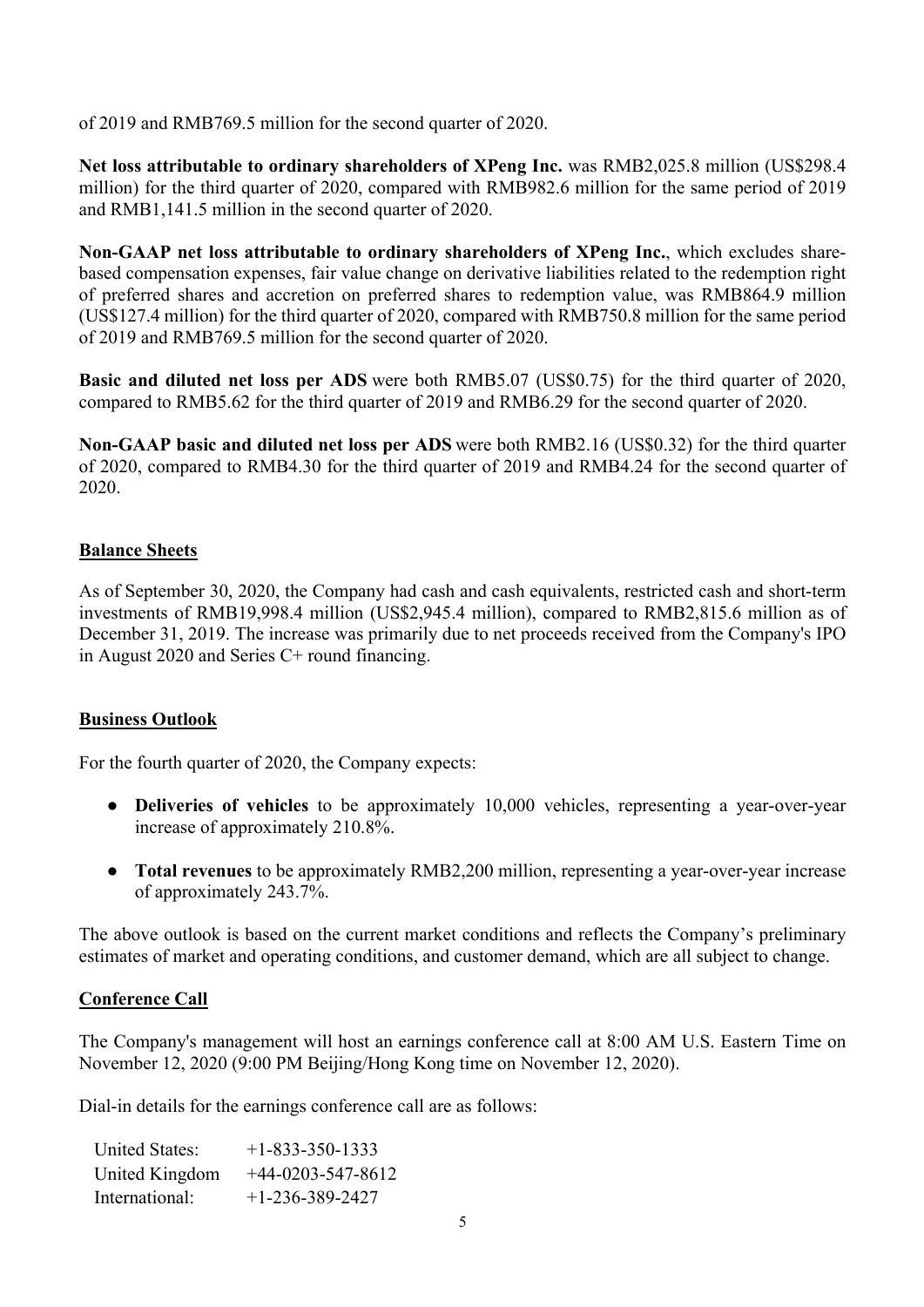of 2019 and RMB769.5 million for the second quarter of 2020.

**Net loss attributable to ordinary shareholders of XPeng Inc.** was RMB2,025.8 million (US$298.4 million) for the third quarter of 2020, compared with RMB982.6 million for the same period of 2019 and RMB1,141.5 million in the second quarter of 2020.

**Non-GAAP net loss attributable to ordinary shareholders of XPeng Inc.**, which excludes share-based compensation expenses, fair value change on derivative liabilities related to the redemption right of preferred shares and accretion on preferred shares to redemption value, was RMB864.9 million (US$127.4 million) for the third quarter of 2020, compared with RMB750.8 million for the same period of 2019 and RMB769.5 million for the second quarter of 2020.

**Basic and diluted net loss per ADS** were both RMB5.07 (US$0.75) for the third quarter of 2020, compared to RMB5.62 for the third quarter of 2019 and RMB6.29 for the second quarter of 2020.

**Non-GAAP basic and diluted net loss per ADS** were both RMB2.16 (US$0.32) for the third quarter of 2020, compared to RMB4.30 for the third quarter of 2019 and RMB4.24 for the second quarter of 2020.

## Balance Sheets

As of September 30, 2020, the Company had cash and cash equivalents, restricted cash and short-term investments of RMB19,998.4 million (US$2,945.4 million), compared to RMB2,815.6 million as of December 31, 2019. The increase was primarily due to net proceeds received from the Company's IPO in August 2020 and Series C+ round financing.

## Business Outlook

For the fourth quarter of 2020, the Company expects:

- **Deliveries of vehicles** to be approximately 10,000 vehicles, representing a year-over-year increase of approximately 210.8%.
- **Total revenues** to be approximately RMB2,200 million, representing a year-over-year increase of approximately 243.7%.

The above outlook is based on the current market conditions and reflects the Company's preliminary estimates of market and operating conditions, and customer demand, which are all subject to change.

## Conference Call

The Company's management will host an earnings conference call at 8:00 AM U.S. Eastern Time on November 12, 2020 (9:00 PM Beijing/Hong Kong time on November 12, 2020).

Dial-in details for the earnings conference call are as follows:

| | |
|---|---|
| United States: | +1-833-350-1333 |
| United Kingdom | +44-0203-547-8612 |
| International: | +1-236-389-2427 |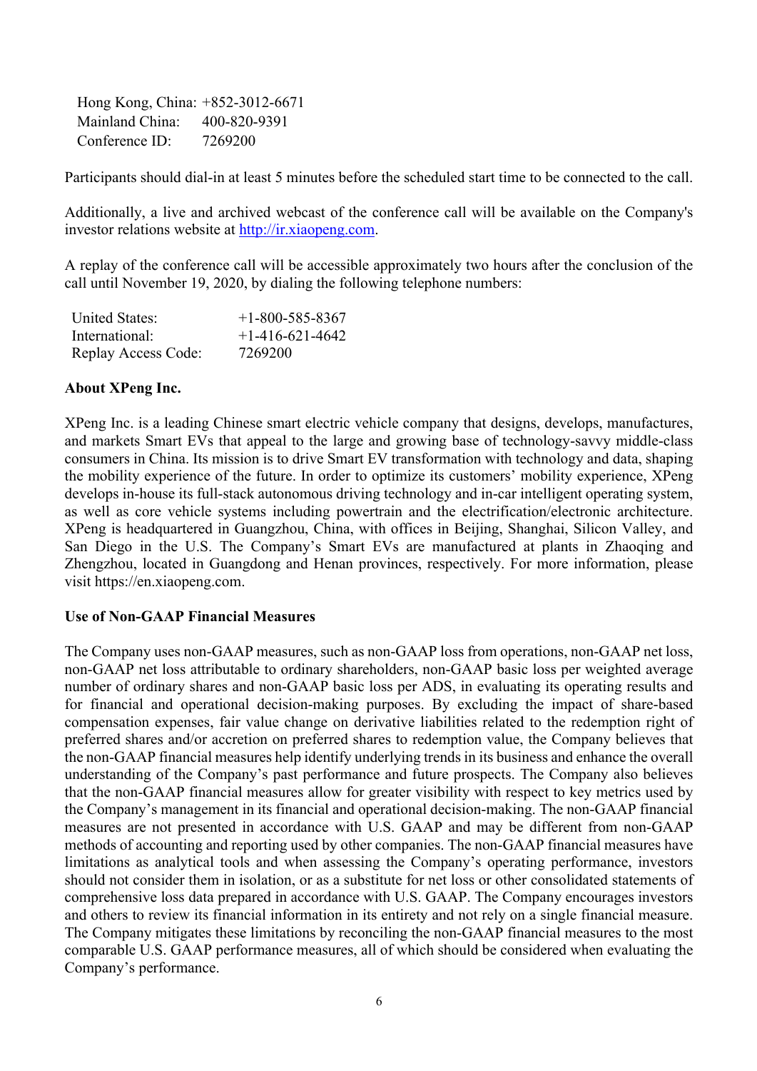| | |
|---|---|
| Hong Kong, China: | +852-3012-6671 |
| Mainland China: | 400-820-9391 |
| Conference ID: | 7269200 |

Participants should dial-in at least 5 minutes before the scheduled start time to be connected to the call.

Additionally, a live and archived webcast of the conference call will be available on the Company's investor relations website at http://ir.xiaopeng.com.

A replay of the conference call will be accessible approximately two hours after the conclusion of the call until November 19, 2020, by dialing the following telephone numbers:

| | |
|---|---|
| United States: | +1-800-585-8367 |
| International: | +1-416-621-4642 |
| Replay Access Code: | 7269200 |

**About XPeng Inc.**

XPeng Inc. is a leading Chinese smart electric vehicle company that designs, develops, manufactures, and markets Smart EVs that appeal to the large and growing base of technology-savvy middle-class consumers in China. Its mission is to drive Smart EV transformation with technology and data, shaping the mobility experience of the future. In order to optimize its customers' mobility experience, XPeng develops in-house its full-stack autonomous driving technology and in-car intelligent operating system, as well as core vehicle systems including powertrain and the electrification/electronic architecture. XPeng is headquartered in Guangzhou, China, with offices in Beijing, Shanghai, Silicon Valley, and San Diego in the U.S. The Company's Smart EVs are manufactured at plants in Zhaoqing and Zhengzhou, located in Guangdong and Henan provinces, respectively. For more information, please visit https://en.xiaopeng.com.

**Use of Non-GAAP Financial Measures**

The Company uses non-GAAP measures, such as non-GAAP loss from operations, non-GAAP net loss, non-GAAP net loss attributable to ordinary shareholders, non-GAAP basic loss per weighted average number of ordinary shares and non-GAAP basic loss per ADS, in evaluating its operating results and for financial and operational decision-making purposes. By excluding the impact of share-based compensation expenses, fair value change on derivative liabilities related to the redemption right of preferred shares and/or accretion on preferred shares to redemption value, the Company believes that the non-GAAP financial measures help identify underlying trends in its business and enhance the overall understanding of the Company's past performance and future prospects. The Company also believes that the non-GAAP financial measures allow for greater visibility with respect to key metrics used by the Company's management in its financial and operational decision-making. The non-GAAP financial measures are not presented in accordance with U.S. GAAP and may be different from non-GAAP methods of accounting and reporting used by other companies. The non-GAAP financial measures have limitations as analytical tools and when assessing the Company's operating performance, investors should not consider them in isolation, or as a substitute for net loss or other consolidated statements of comprehensive loss data prepared in accordance with U.S. GAAP. The Company encourages investors and others to review its financial information in its entirety and not rely on a single financial measure. The Company mitigates these limitations by reconciling the non-GAAP financial measures to the most comparable U.S. GAAP performance measures, all of which should be considered when evaluating the Company's performance.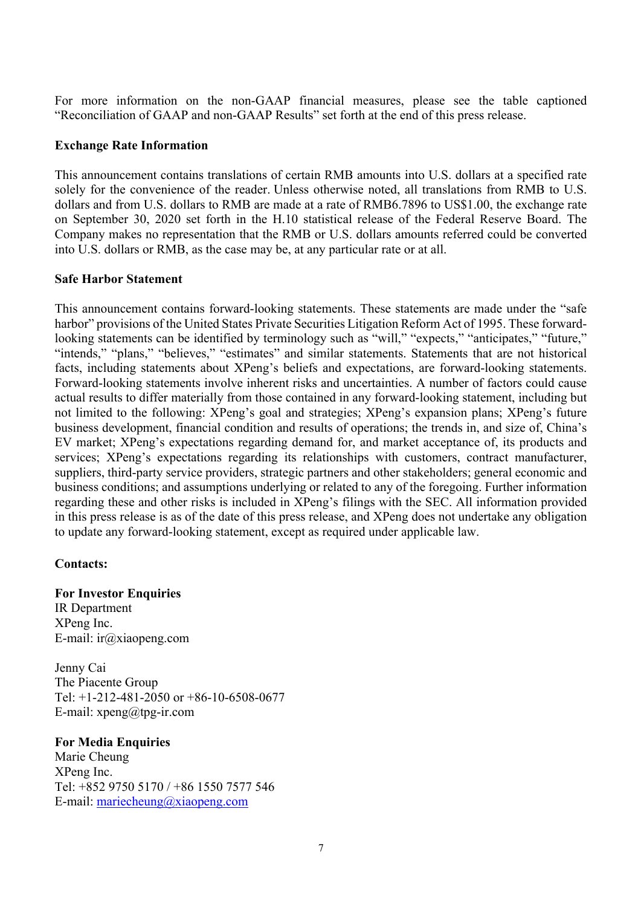For more information on the non-GAAP financial measures, please see the table captioned "Reconciliation of GAAP and non-GAAP Results" set forth at the end of this press release.

**Exchange Rate Information**

This announcement contains translations of certain RMB amounts into U.S. dollars at a specified rate solely for the convenience of the reader. Unless otherwise noted, all translations from RMB to U.S. dollars and from U.S. dollars to RMB are made at a rate of RMB6.7896 to US$1.00, the exchange rate on September 30, 2020 set forth in the H.10 statistical release of the Federal Reserve Board. The Company makes no representation that the RMB or U.S. dollars amounts referred could be converted into U.S. dollars or RMB, as the case may be, at any particular rate or at all.

**Safe Harbor Statement**

This announcement contains forward-looking statements. These statements are made under the "safe harbor" provisions of the United States Private Securities Litigation Reform Act of 1995. These forward-looking statements can be identified by terminology such as "will," "expects," "anticipates," "future," "intends," "plans," "believes," "estimates" and similar statements. Statements that are not historical facts, including statements about XPeng's beliefs and expectations, are forward-looking statements. Forward-looking statements involve inherent risks and uncertainties. A number of factors could cause actual results to differ materially from those contained in any forward-looking statement, including but not limited to the following: XPeng's goal and strategies; XPeng's expansion plans; XPeng's future business development, financial condition and results of operations; the trends in, and size of, China's EV market; XPeng's expectations regarding demand for, and market acceptance of, its products and services; XPeng's expectations regarding its relationships with customers, contract manufacturer, suppliers, third-party service providers, strategic partners and other stakeholders; general economic and business conditions; and assumptions underlying or related to any of the foregoing. Further information regarding these and other risks is included in XPeng's filings with the SEC. All information provided in this press release is as of the date of this press release, and XPeng does not undertake any obligation to update any forward-looking statement, except as required under applicable law.

**Contacts:**

**For Investor Enquiries**
IR Department
XPeng Inc.
E-mail: ir@xiaopeng.com

Jenny Cai
The Piacente Group
Tel: +1-212-481-2050 or +86-10-6508-0677
E-mail: xpeng@tpg-ir.com

**For Media Enquiries**
Marie Cheung
XPeng Inc.
Tel: +852 9750 5170 / +86 1550 7577 546
E-mail: mariecheung@xiaopeng.com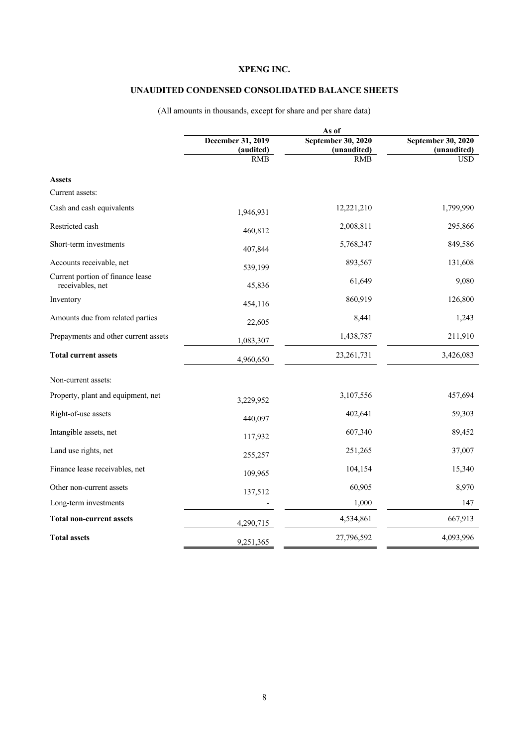# XPENG INC.

## UNAUDITED CONDENSED CONSOLIDATED BALANCE SHEETS

(All amounts in thousands, except for share and per share data)

| | As of | | |
|---|---|---|---|
| | December 31, 2019 (audited) | September 30, 2020 (unaudited) | September 30, 2020 (unaudited) |
| | RMB | RMB | USD |
| **Assets** | | | |
| Current assets: | | | |
| Cash and cash equivalents | 1,946,931 | 12,221,210 | 1,799,990 |
| Restricted cash | 460,812 | 2,008,811 | 295,866 |
| Short-term investments | 407,844 | 5,768,347 | 849,586 |
| Accounts receivable, net | 539,199 | 893,567 | 131,608 |
| Current portion of finance lease receivables, net | 45,836 | 61,649 | 9,080 |
| Inventory | 454,116 | 860,919 | 126,800 |
| Amounts due from related parties | 22,605 | 8,441 | 1,243 |
| Prepayments and other current assets | 1,083,307 | 1,438,787 | 211,910 |
| **Total current assets** | 4,960,650 | 23,261,731 | 3,426,083 |
| Non-current assets: | | | |
| Property, plant and equipment, net | 3,229,952 | 3,107,556 | 457,694 |
| Right-of-use assets | 440,097 | 402,641 | 59,303 |
| Intangible assets, net | 117,932 | 607,340 | 89,452 |
| Land use rights, net | 255,257 | 251,265 | 37,007 |
| Finance lease receivables, net | 109,965 | 104,154 | 15,340 |
| Other non-current assets | 137,512 | 60,905 | 8,970 |
| Long-term investments | - | 1,000 | 147 |
| **Total non-current assets** | 4,290,715 | 4,534,861 | 667,913 |
| **Total assets** | 9,251,365 | 27,796,592 | 4,093,996 |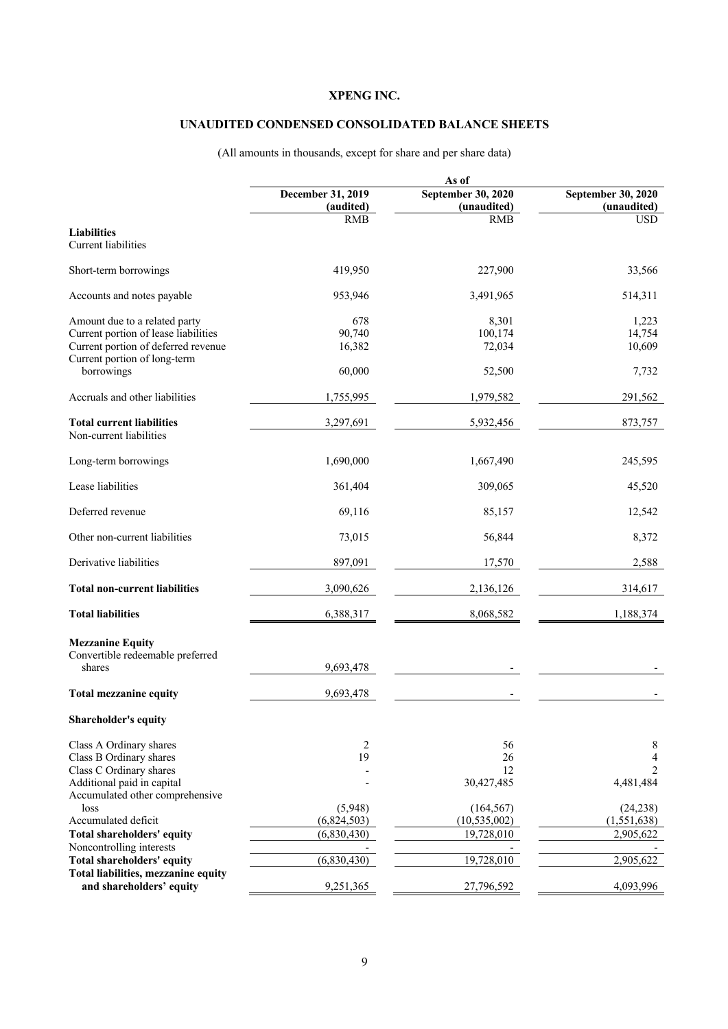# XPENG INC.

## UNAUDITED CONDENSED CONSOLIDATED BALANCE SHEETS

(All amounts in thousands, except for share and per share data)

| | As of | | |
|---|---|---|---|
| | December 31, 2019 (audited) | September 30, 2020 (unaudited) | September 30, 2020 (unaudited) |
| | RMB | RMB | USD |
| **Liabilities** | | | |
| Current liabilities | | | |
| Short-term borrowings | 419,950 | 227,900 | 33,566 |
| Accounts and notes payable | 953,946 | 3,491,965 | 514,311 |
| Amount due to a related party | 678 | 8,301 | 1,223 |
| Current portion of lease liabilities | 90,740 | 100,174 | 14,754 |
| Current portion of deferred revenue | 16,382 | 72,034 | 10,609 |
| Current portion of long-term borrowings | 60,000 | 52,500 | 7,732 |
| Accruals and other liabilities | 1,755,995 | 1,979,582 | 291,562 |
| **Total current liabilities** | 3,297,691 | 5,932,456 | 873,757 |
| Non-current liabilities | | | |
| Long-term borrowings | 1,690,000 | 1,667,490 | 245,595 |
| Lease liabilities | 361,404 | 309,065 | 45,520 |
| Deferred revenue | 69,116 | 85,157 | 12,542 |
| Other non-current liabilities | 73,015 | 56,844 | 8,372 |
| Derivative liabilities | 897,091 | 17,570 | 2,588 |
| **Total non-current liabilities** | 3,090,626 | 2,136,126 | 314,617 |
| **Total liabilities** | 6,388,317 | 8,068,582 | 1,188,374 |
| **Mezzanine Equity** | | | |
| Convertible redeemable preferred shares | 9,693,478 | - | - |
| **Total mezzanine equity** | 9,693,478 | - | - |
| **Shareholder's equity** | | | |
| Class A Ordinary shares | 2 | 56 | 8 |
| Class B Ordinary shares | 19 | 26 | 4 |
| Class C Ordinary shares | - | 12 | 2 |
| Additional paid in capital | - | 30,427,485 | 4,481,484 |
| Accumulated other comprehensive loss | (5,948) | (164,567) | (24,238) |
| Accumulated deficit | (6,824,503) | (10,535,002) | (1,551,638) |
| **Total shareholders' equity** | (6,830,430) | 19,728,010 | 2,905,622 |
| Noncontrolling interests | - | - | - |
| **Total shareholders' equity** | (6,830,430) | 19,728,010 | 2,905,622 |
| **Total liabilities, mezzanine equity and shareholders' equity** | 9,251,365 | 27,796,592 | 4,093,996 |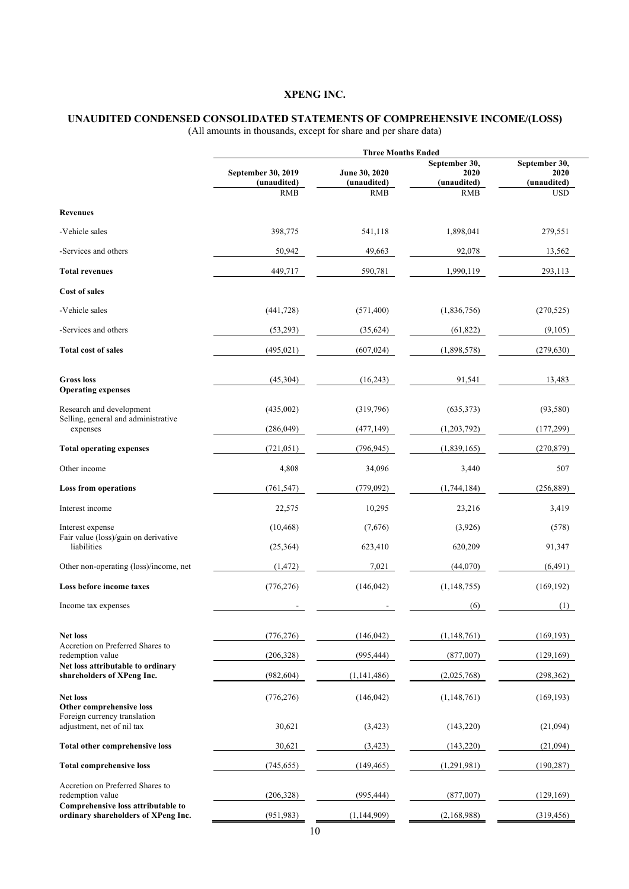# XPENG INC.

## UNAUDITED CONDENSED CONSOLIDATED STATEMENTS OF COMPREHENSIVE INCOME/(LOSS)

(All amounts in thousands, except for share and per share data)

| | Three Months Ended | | | |
|---|---|---|---|---|
| | September 30, 2019 (unaudited) | June 30, 2020 (unaudited) | September 30, 2020 (unaudited) | September 30, 2020 (unaudited) |
| | RMB | RMB | RMB | USD |
| **Revenues** | | | | |
| -Vehicle sales | 398,775 | 541,118 | 1,898,041 | 279,551 |
| -Services and others | 50,942 | 49,663 | 92,078 | 13,562 |
| **Total revenues** | 449,717 | 590,781 | 1,990,119 | 293,113 |
| **Cost of sales** | | | | |
| -Vehicle sales | (441,728) | (571,400) | (1,836,756) | (270,525) |
| -Services and others | (53,293) | (35,624) | (61,822) | (9,105) |
| **Total cost of sales** | (495,021) | (607,024) | (1,898,578) | (279,630) |
| **Gross loss** | (45,304) | (16,243) | 91,541 | 13,483 |
| **Operating expenses** | | | | |
| Research and development | (435,002) | (319,796) | (635,373) | (93,580) |
| Selling, general and administrative expenses | (286,049) | (477,149) | (1,203,792) | (177,299) |
| **Total operating expenses** | (721,051) | (796,945) | (1,839,165) | (270,879) |
| Other income | 4,808 | 34,096 | 3,440 | 507 |
| **Loss from operations** | (761,547) | (779,092) | (1,744,184) | (256,889) |
| Interest income | 22,575 | 10,295 | 23,216 | 3,419 |
| Interest expense | (10,468) | (7,676) | (3,926) | (578) |
| Fair value (loss)/gain on derivative liabilities | (25,364) | 623,410 | 620,209 | 91,347 |
| Other non-operating (loss)/income, net | (1,472) | 7,021 | (44,070) | (6,491) |
| **Loss before income taxes** | (776,276) | (146,042) | (1,148,755) | (169,192) |
| Income tax expenses | - | - | (6) | (1) |
| **Net loss** | (776,276) | (146,042) | (1,148,761) | (169,193) |
| Accretion on Preferred Shares to redemption value | (206,328) | (995,444) | (877,007) | (129,169) |
| **Net loss attributable to ordinary shareholders of XPeng Inc.** | (982,604) | (1,141,486) | (2,025,768) | (298,362) |
| **Net loss** | (776,276) | (146,042) | (1,148,761) | (169,193) |
| **Other comprehensive loss** | | | | |
| Foreign currency translation adjustment, net of nil tax | 30,621 | (3,423) | (143,220) | (21,094) |
| **Total other comprehensive loss** | 30,621 | (3,423) | (143,220) | (21,094) |
| **Total comprehensive loss** | (745,655) | (149,465) | (1,291,981) | (190,287) |
| Accretion on Preferred Shares to redemption value | (206,328) | (995,444) | (877,007) | (129,169) |
| **Comprehensive loss attributable to ordinary shareholders of XPeng Inc.** | (951,983) | (1,144,909) | (2,168,988) | (319,456) |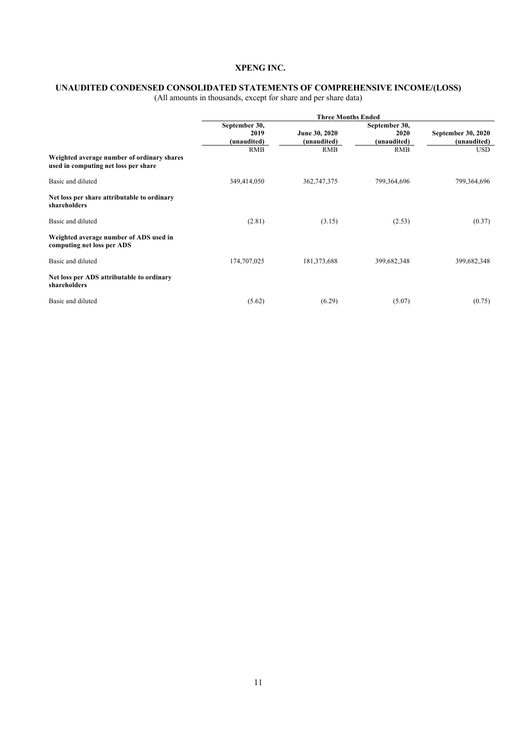# XPENG INC.

## UNAUDITED CONDENSED CONSOLIDATED STATEMENTS OF COMPREHENSIVE INCOME/(LOSS)

(All amounts in thousands, except for share and per share data)

| | Three Months Ended | | | |
|---|---|---|---|---|
| | September 30, 2019 (unaudited) | June 30, 2020 (unaudited) | September 30, 2020 (unaudited) | September 30, 2020 (unaudited) |
| | RMB | RMB | RMB | USD |
| **Weighted average number of ordinary shares used in computing net loss per share** | | | | |
| Basic and diluted | 349,414,050 | 362,747,375 | 799,364,696 | 799,364,696 |
| **Net loss per share attributable to ordinary shareholders** | | | | |
| Basic and diluted | (2.81) | (3.15) | (2.53) | (0.37) |
| **Weighted average number of ADS used in computing net loss per ADS** | | | | |
| Basic and diluted | 174,707,025 | 181,373,688 | 399,682,348 | 399,682,348 |
| **Net loss per ADS attributable to ordinary shareholders** | | | | |
| Basic and diluted | (5.62) | (6.29) | (5.07) | (0.75) |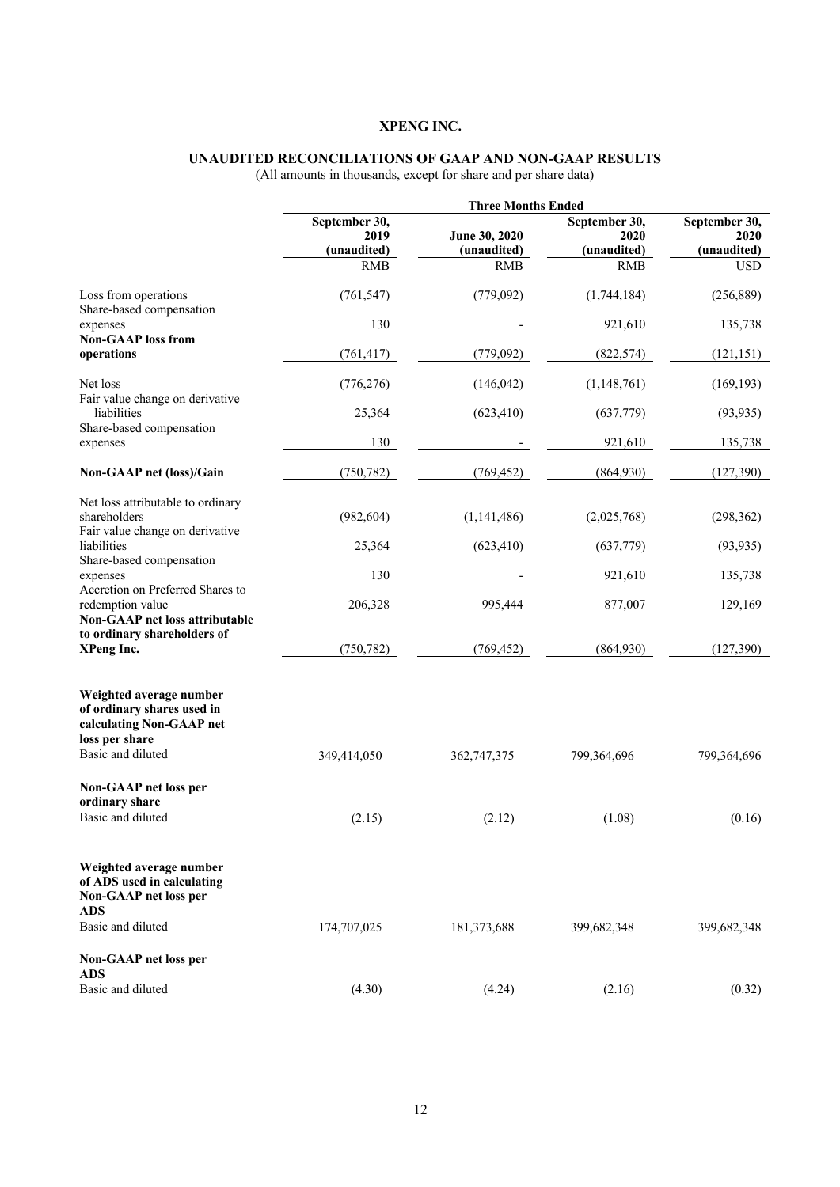# XPENG INC.

## UNAUDITED RECONCILIATIONS OF GAAP AND NON-GAAP RESULTS

(All amounts in thousands, except for share and per share data)

| | Three Months Ended | | | |
|---|---|---|---|---|
| | September 30, 2019 (unaudited) | June 30, 2020 (unaudited) | September 30, 2020 (unaudited) | September 30, 2020 (unaudited) |
| | RMB | RMB | RMB | USD |
| Loss from operations | (761,547) | (779,092) | (1,744,184) | (256,889) |
| Share-based compensation expenses | 130 | - | 921,610 | 135,738 |
| **Non-GAAP loss from operations** | (761,417) | (779,092) | (822,574) | (121,151) |
| Net loss | (776,276) | (146,042) | (1,148,761) | (169,193) |
| Fair value change on derivative liabilities | 25,364 | (623,410) | (637,779) | (93,935) |
| Share-based compensation expenses | 130 | - | 921,610 | 135,738 |
| **Non-GAAP net (loss)/Gain** | (750,782) | (769,452) | (864,930) | (127,390) |
| Net loss attributable to ordinary shareholders | (982,604) | (1,141,486) | (2,025,768) | (298,362) |
| Fair value change on derivative liabilities | 25,364 | (623,410) | (637,779) | (93,935) |
| Share-based compensation expenses | 130 | - | 921,610 | 135,738 |
| Accretion on Preferred Shares to redemption value | 206,328 | 995,444 | 877,007 | 129,169 |
| **Non-GAAP net loss attributable to ordinary shareholders of XPeng Inc.** | (750,782) | (769,452) | (864,930) | (127,390) |
| **Weighted average number of ordinary shares used in calculating Non-GAAP net loss per share** | | | | |
| Basic and diluted | 349,414,050 | 362,747,375 | 799,364,696 | 799,364,696 |
| **Non-GAAP net loss per ordinary share** | | | | |
| Basic and diluted | (2.15) | (2.12) | (1.08) | (0.16) |
| **Weighted average number of ADS used in calculating Non-GAAP net loss per ADS** | | | | |
| Basic and diluted | 174,707,025 | 181,373,688 | 399,682,348 | 399,682,348 |
| **Non-GAAP net loss per ADS** | | | | |
| Basic and diluted | (4.30) | (4.24) | (2.16) | (0.32) |